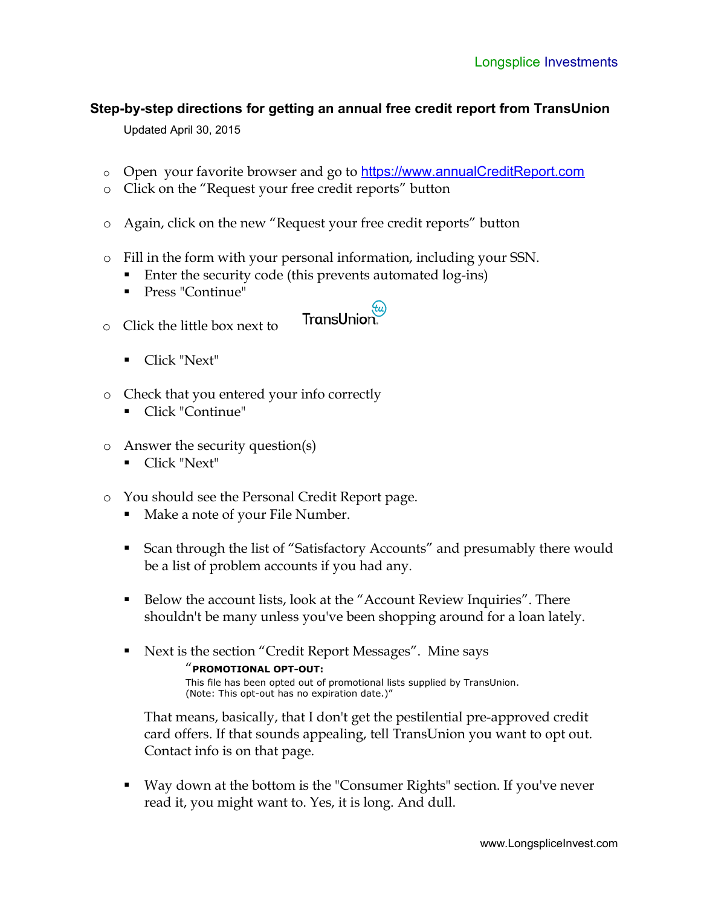Longsplice Investments

## Step-by-step directions for getting an annual free credit report from TransUnion

Updated April 30, 2015

- Open your favorite browser and go to [https://www.annualCreditReport.com](https://www.annualCreditReport.com)
- Click on the “Request your free credit reports” button
- Again, click on the new “Request your free credit reports” button
- Fill in the form with your personal information, including your SSN.
  - Enter the security code (this prevents automated log-ins)
  - Press "Continue"
- Click the little box next to TransUnion
  - Click "Next"
- Check that you entered your info correctly
  - Click "Continue"
- Answer the security question(s)
  - Click "Next"
- You should see the Personal Credit Report page.
  - Make a note of your File Number.
  - Scan through the list of “Satisfactory Accounts” and presumably there would be a list of problem accounts if you had any.
  - Below the account lists, look at the “Account Review Inquiries”. There shouldn't be many unless you've been shopping around for a loan lately.
  - Next is the section “Credit Report Messages”. Mine says

    “**PROMOTIONAL OPT-OUT:**
    This file has been opted out of promotional lists supplied by TransUnion.
    (Note: This opt-out has no expiration date.)”

    That means, basically, that I don't get the pestilential pre-approved credit card offers. If that sounds appealing, tell TransUnion you want to opt out. Contact info is on that page.
  - Way down at the bottom is the "Consumer Rights" section. If you've never read it, you might want to. Yes, it is long. And dull.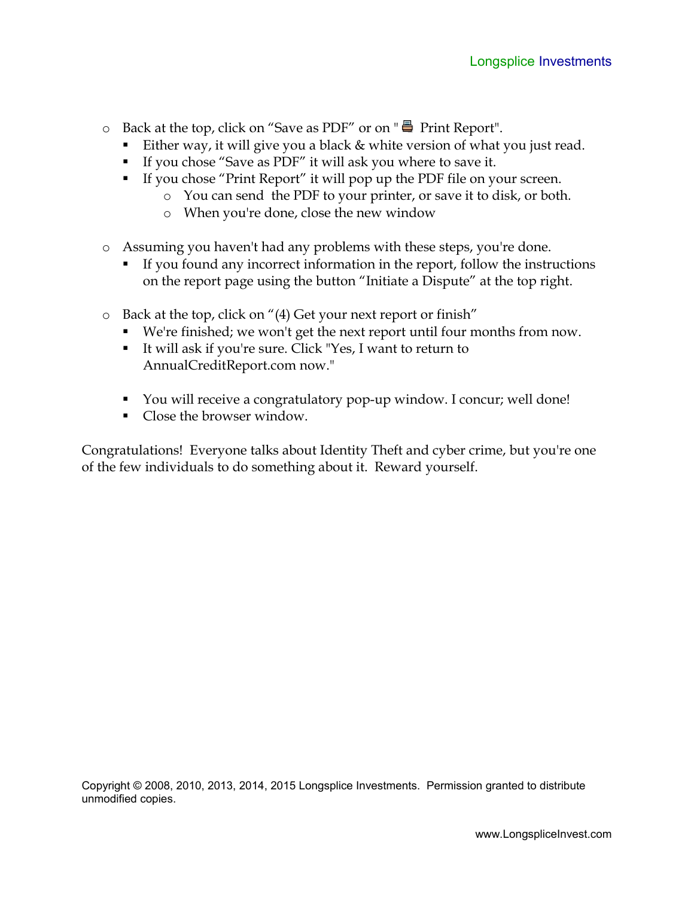- Back at the top, click on “Save as PDF” or on " 🖶 Print Report".
  - Either way, it will give you a black & white version of what you just read.
  - If you chose “Save as PDF” it will ask you where to save it.
  - If you chose “Print Report” it will pop up the PDF file on your screen.
    - You can send the PDF to your printer, or save it to disk, or both.
    - When you're done, close the new window

- Assuming you haven't had any problems with these steps, you're done.
  - If you found any incorrect information in the report, follow the instructions on the report page using the button “Initiate a Dispute” at the top right.

- Back at the top, click on “(4) Get your next report or finish”
  - We're finished; we won't get the next report until four months from now.
  - It will ask if you're sure. Click "Yes, I want to return to AnnualCreditReport.com now."

  - You will receive a congratulatory pop-up window. I concur; well done!
  - Close the browser window.

Congratulations! Everyone talks about Identity Theft and cyber crime, but you're one of the few individuals to do something about it. Reward yourself.

Copyright © 2008, 2010, 2013, 2014, 2015 Longsplice Investments. Permission granted to distribute unmodified copies.